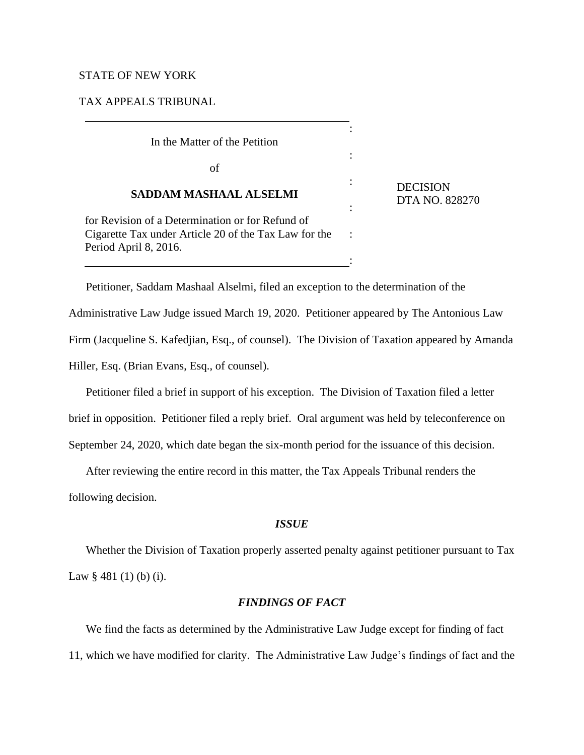STATE OF NEW YORK

TAX APPEALS TRIBUNAL

| | |
|---|---|
| In the Matter of the Petition<br><br>of<br><br>**SADDAM MASHAAL ALSELMI**<br><br>for Revision of a Determination or for Refund of Cigarette Tax under Article 20 of the Tax Law for the Period April 8, 2016. | DECISION<br>DTA NO. 828270 |

Petitioner, Saddam Mashaal Alselmi, filed an exception to the determination of the Administrative Law Judge issued March 19, 2020. Petitioner appeared by The Antonious Law Firm (Jacqueline S. Kafedjian, Esq., of counsel). The Division of Taxation appeared by Amanda Hiller, Esq. (Brian Evans, Esq., of counsel).

Petitioner filed a brief in support of his exception. The Division of Taxation filed a letter brief in opposition. Petitioner filed a reply brief. Oral argument was held by teleconference on September 24, 2020, which date began the six-month period for the issuance of this decision.

After reviewing the entire record in this matter, the Tax Appeals Tribunal renders the following decision.

### *ISSUE*

Whether the Division of Taxation properly asserted penalty against petitioner pursuant to Tax Law § 481 (1) (b) (i).

### *FINDINGS OF FACT*

We find the facts as determined by the Administrative Law Judge except for finding of fact 11, which we have modified for clarity. The Administrative Law Judge's findings of fact and the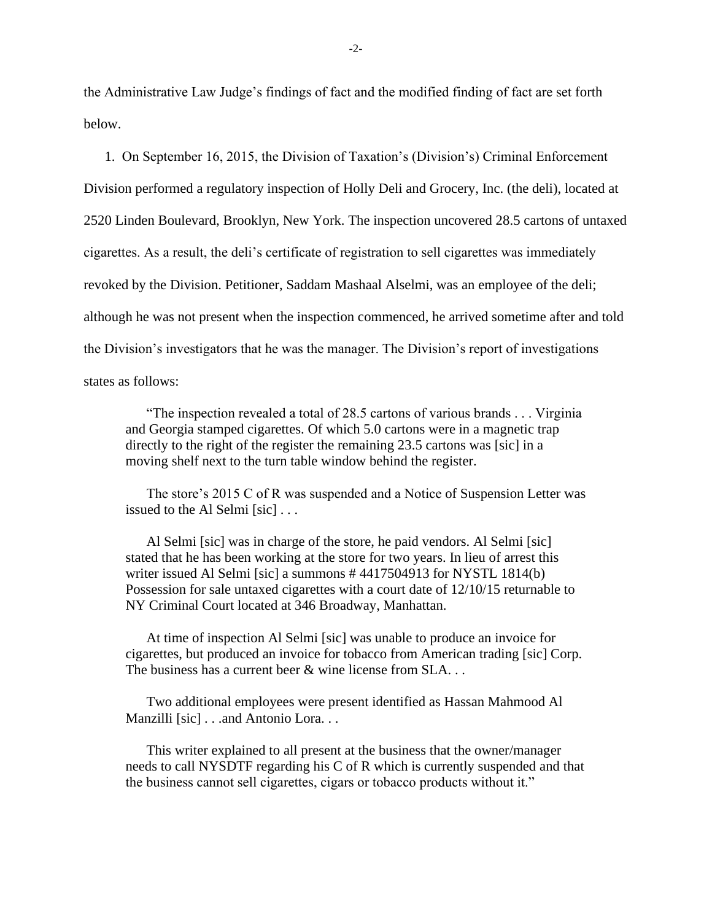the Administrative Law Judge's findings of fact and the modified finding of fact are set forth below.

1. On September 16, 2015, the Division of Taxation's (Division's) Criminal Enforcement Division performed a regulatory inspection of Holly Deli and Grocery, Inc. (the deli), located at 2520 Linden Boulevard, Brooklyn, New York. The inspection uncovered 28.5 cartons of untaxed cigarettes. As a result, the deli's certificate of registration to sell cigarettes was immediately revoked by the Division. Petitioner, Saddam Mashaal Alselmi, was an employee of the deli; although he was not present when the inspection commenced, he arrived sometime after and told the Division's investigators that he was the manager. The Division's report of investigations states as follows:

> "The inspection revealed a total of 28.5 cartons of various brands . . . Virginia and Georgia stamped cigarettes. Of which 5.0 cartons were in a magnetic trap directly to the right of the register the remaining 23.5 cartons was [sic] in a moving shelf next to the turn table window behind the register.
>
> The store's 2015 C of R was suspended and a Notice of Suspension Letter was issued to the Al Selmi [sic] . . .
>
> Al Selmi [sic] was in charge of the store, he paid vendors. Al Selmi [sic] stated that he has been working at the store for two years. In lieu of arrest this writer issued Al Selmi [sic] a summons # 4417504913 for NYSTL 1814(b) Possession for sale untaxed cigarettes with a court date of 12/10/15 returnable to NY Criminal Court located at 346 Broadway, Manhattan.
>
> At time of inspection Al Selmi [sic] was unable to produce an invoice for cigarettes, but produced an invoice for tobacco from American trading [sic] Corp. The business has a current beer & wine license from SLA. . .
>
> Two additional employees were present identified as Hassan Mahmood Al Manzilli [sic] . . .and Antonio Lora. . .
>
> This writer explained to all present at the business that the owner/manager needs to call NYSDTF regarding his C of R which is currently suspended and that the business cannot sell cigarettes, cigars or tobacco products without it."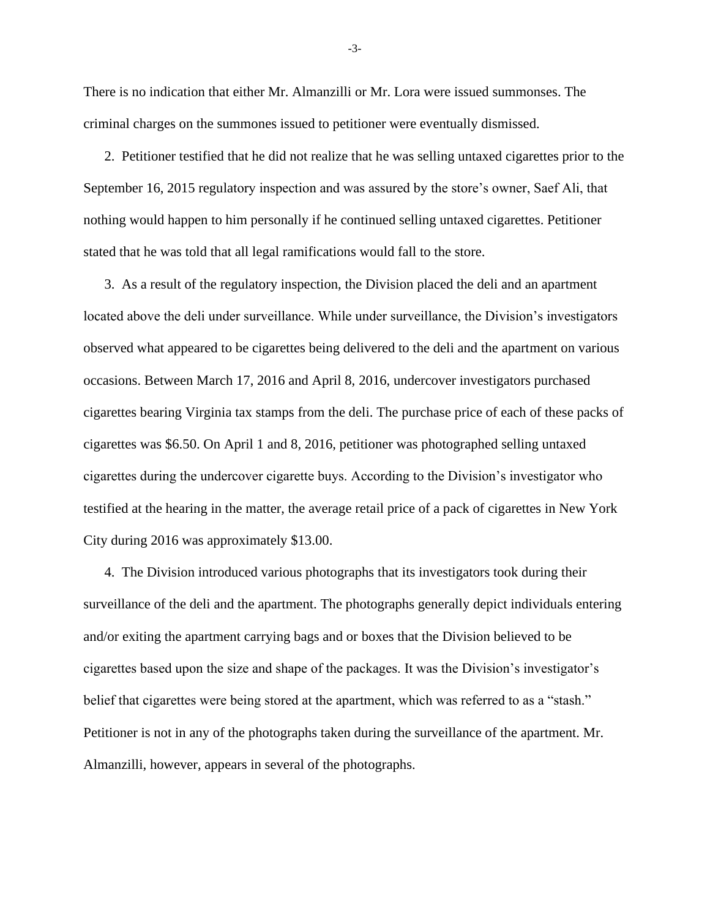There is no indication that either Mr. Almanzilli or Mr. Lora were issued summonses. The criminal charges on the summones issued to petitioner were eventually dismissed.

2. Petitioner testified that he did not realize that he was selling untaxed cigarettes prior to the September 16, 2015 regulatory inspection and was assured by the store's owner, Saef Ali, that nothing would happen to him personally if he continued selling untaxed cigarettes. Petitioner stated that he was told that all legal ramifications would fall to the store.

3. As a result of the regulatory inspection, the Division placed the deli and an apartment located above the deli under surveillance. While under surveillance, the Division's investigators observed what appeared to be cigarettes being delivered to the deli and the apartment on various occasions. Between March 17, 2016 and April 8, 2016, undercover investigators purchased cigarettes bearing Virginia tax stamps from the deli. The purchase price of each of these packs of cigarettes was $6.50. On April 1 and 8, 2016, petitioner was photographed selling untaxed cigarettes during the undercover cigarette buys. According to the Division's investigator who testified at the hearing in the matter, the average retail price of a pack of cigarettes in New York City during 2016 was approximately $13.00.

4. The Division introduced various photographs that its investigators took during their surveillance of the deli and the apartment. The photographs generally depict individuals entering and/or exiting the apartment carrying bags and or boxes that the Division believed to be cigarettes based upon the size and shape of the packages. It was the Division's investigator's belief that cigarettes were being stored at the apartment, which was referred to as a "stash." Petitioner is not in any of the photographs taken during the surveillance of the apartment. Mr. Almanzilli, however, appears in several of the photographs.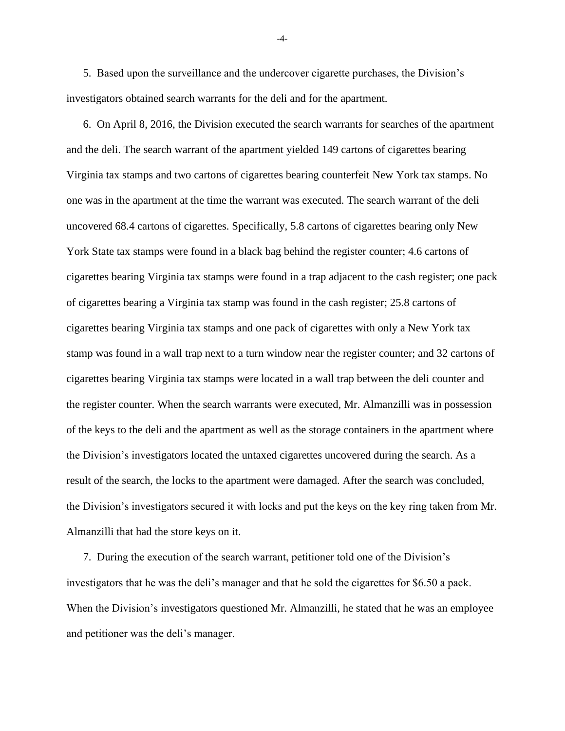5. Based upon the surveillance and the undercover cigarette purchases, the Division's investigators obtained search warrants for the deli and for the apartment.

6. On April 8, 2016, the Division executed the search warrants for searches of the apartment and the deli. The search warrant of the apartment yielded 149 cartons of cigarettes bearing Virginia tax stamps and two cartons of cigarettes bearing counterfeit New York tax stamps. No one was in the apartment at the time the warrant was executed. The search warrant of the deli uncovered 68.4 cartons of cigarettes. Specifically, 5.8 cartons of cigarettes bearing only New York State tax stamps were found in a black bag behind the register counter; 4.6 cartons of cigarettes bearing Virginia tax stamps were found in a trap adjacent to the cash register; one pack of cigarettes bearing a Virginia tax stamp was found in the cash register; 25.8 cartons of cigarettes bearing Virginia tax stamps and one pack of cigarettes with only a New York tax stamp was found in a wall trap next to a turn window near the register counter; and 32 cartons of cigarettes bearing Virginia tax stamps were located in a wall trap between the deli counter and the register counter. When the search warrants were executed, Mr. Almanzilli was in possession of the keys to the deli and the apartment as well as the storage containers in the apartment where the Division's investigators located the untaxed cigarettes uncovered during the search. As a result of the search, the locks to the apartment were damaged. After the search was concluded, the Division's investigators secured it with locks and put the keys on the key ring taken from Mr. Almanzilli that had the store keys on it.

7. During the execution of the search warrant, petitioner told one of the Division's investigators that he was the deli's manager and that he sold the cigarettes for $6.50 a pack. When the Division's investigators questioned Mr. Almanzilli, he stated that he was an employee and petitioner was the deli's manager.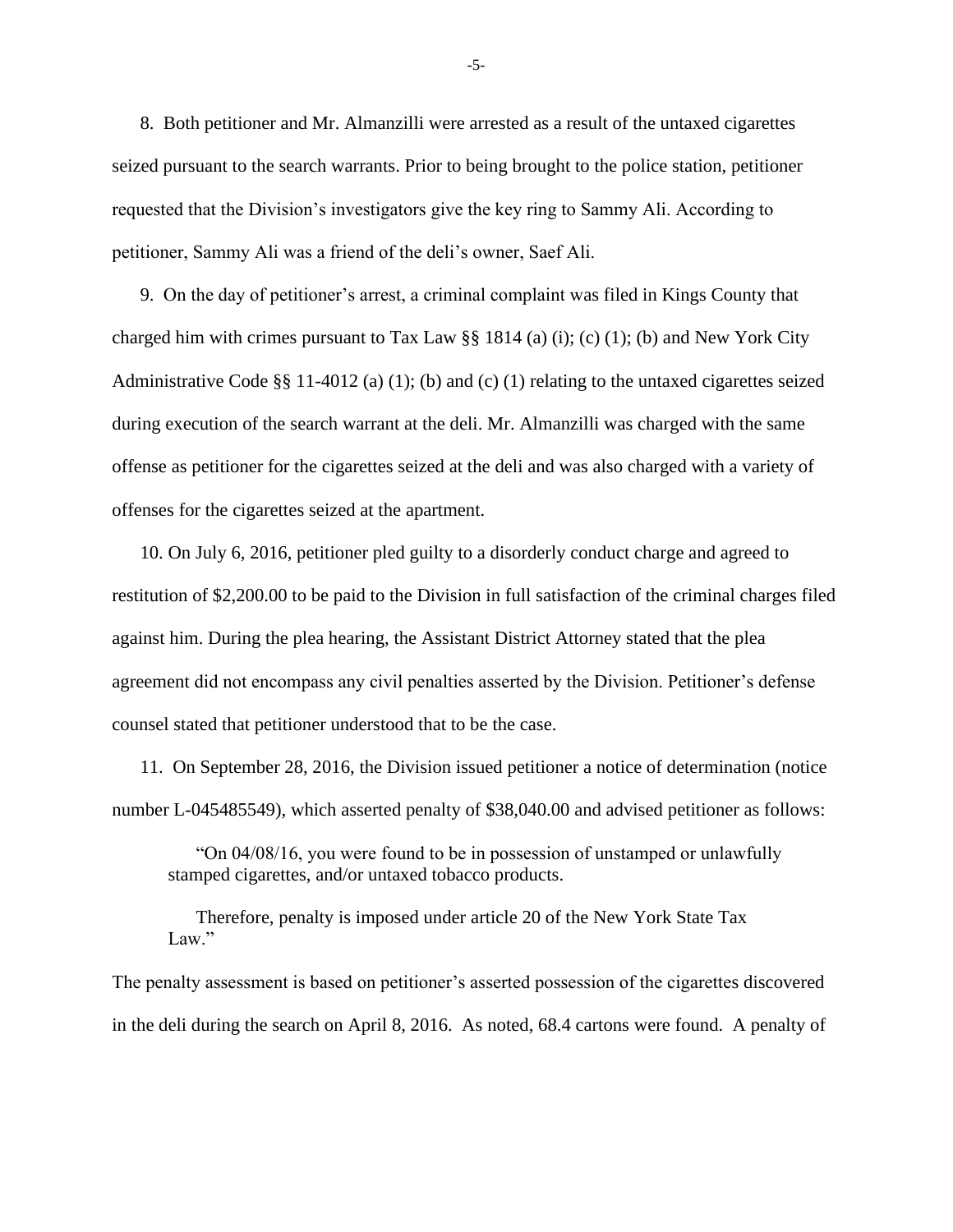8. Both petitioner and Mr. Almanzilli were arrested as a result of the untaxed cigarettes seized pursuant to the search warrants. Prior to being brought to the police station, petitioner requested that the Division's investigators give the key ring to Sammy Ali. According to petitioner, Sammy Ali was a friend of the deli's owner, Saef Ali.

9. On the day of petitioner's arrest, a criminal complaint was filed in Kings County that charged him with crimes pursuant to Tax Law §§ 1814 (a) (i); (c) (1); (b) and New York City Administrative Code §§ 11-4012 (a) (1); (b) and (c) (1) relating to the untaxed cigarettes seized during execution of the search warrant at the deli. Mr. Almanzilli was charged with the same offense as petitioner for the cigarettes seized at the deli and was also charged with a variety of offenses for the cigarettes seized at the apartment.

10. On July 6, 2016, petitioner pled guilty to a disorderly conduct charge and agreed to restitution of $2,200.00 to be paid to the Division in full satisfaction of the criminal charges filed against him. During the plea hearing, the Assistant District Attorney stated that the plea agreement did not encompass any civil penalties asserted by the Division. Petitioner's defense counsel stated that petitioner understood that to be the case.

11. On September 28, 2016, the Division issued petitioner a notice of determination (notice number L-045485549), which asserted penalty of $38,040.00 and advised petitioner as follows:

> "On 04/08/16, you were found to be in possession of unstamped or unlawfully stamped cigarettes, and/or untaxed tobacco products.
>
> Therefore, penalty is imposed under article 20 of the New York State Tax Law."

The penalty assessment is based on petitioner's asserted possession of the cigarettes discovered in the deli during the search on April 8, 2016. As noted, 68.4 cartons were found. A penalty of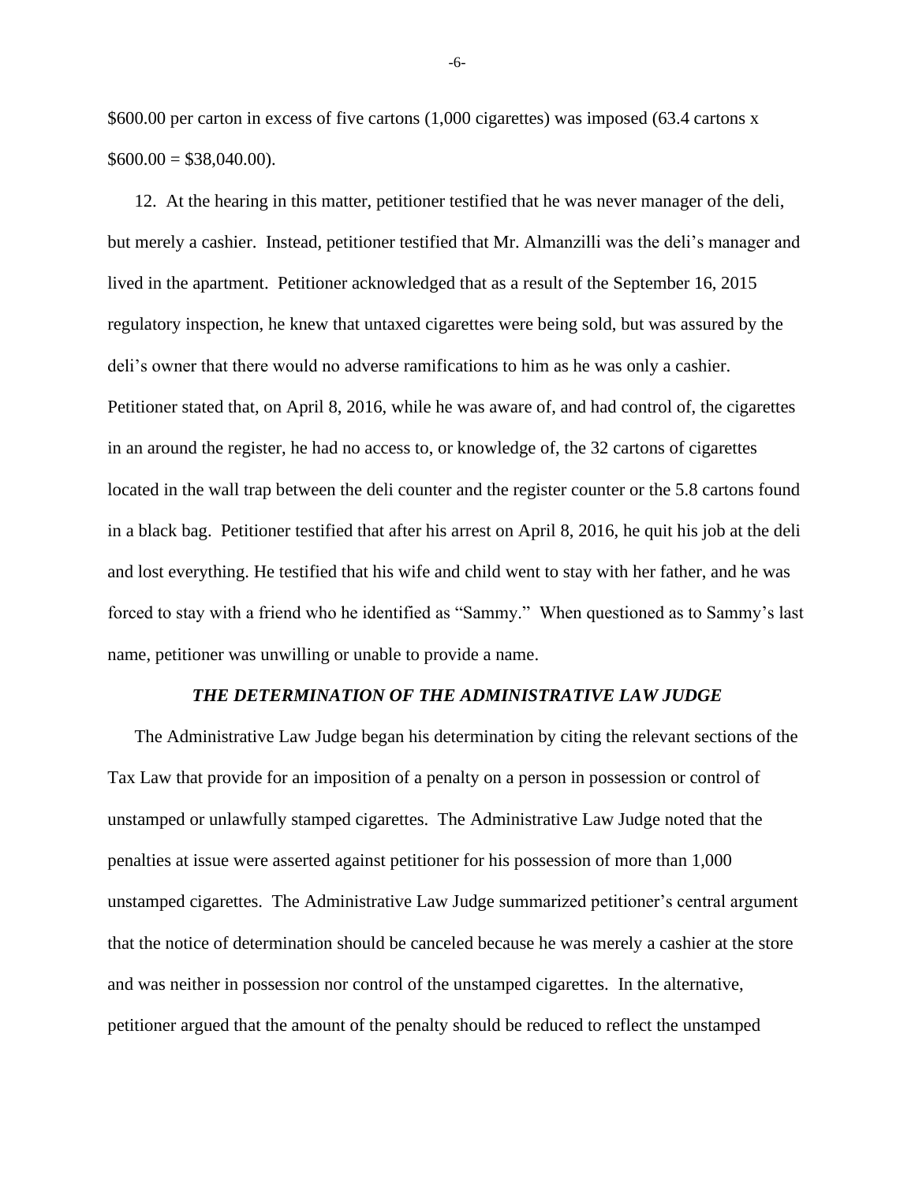$600.00 per carton in excess of five cartons (1,000 cigarettes) was imposed (63.4 cartons x $600.00 = $38,040.00).

12. At the hearing in this matter, petitioner testified that he was never manager of the deli, but merely a cashier. Instead, petitioner testified that Mr. Almanzilli was the deli's manager and lived in the apartment. Petitioner acknowledged that as a result of the September 16, 2015 regulatory inspection, he knew that untaxed cigarettes were being sold, but was assured by the deli's owner that there would no adverse ramifications to him as he was only a cashier. Petitioner stated that, on April 8, 2016, while he was aware of, and had control of, the cigarettes in an around the register, he had no access to, or knowledge of, the 32 cartons of cigarettes located in the wall trap between the deli counter and the register counter or the 5.8 cartons found in a black bag. Petitioner testified that after his arrest on April 8, 2016, he quit his job at the deli and lost everything. He testified that his wife and child went to stay with her father, and he was forced to stay with a friend who he identified as "Sammy." When questioned as to Sammy's last name, petitioner was unwilling or unable to provide a name.

### *THE DETERMINATION OF THE ADMINISTRATIVE LAW JUDGE*

The Administrative Law Judge began his determination by citing the relevant sections of the Tax Law that provide for an imposition of a penalty on a person in possession or control of unstamped or unlawfully stamped cigarettes. The Administrative Law Judge noted that the penalties at issue were asserted against petitioner for his possession of more than 1,000 unstamped cigarettes. The Administrative Law Judge summarized petitioner's central argument that the notice of determination should be canceled because he was merely a cashier at the store and was neither in possession nor control of the unstamped cigarettes. In the alternative, petitioner argued that the amount of the penalty should be reduced to reflect the unstamped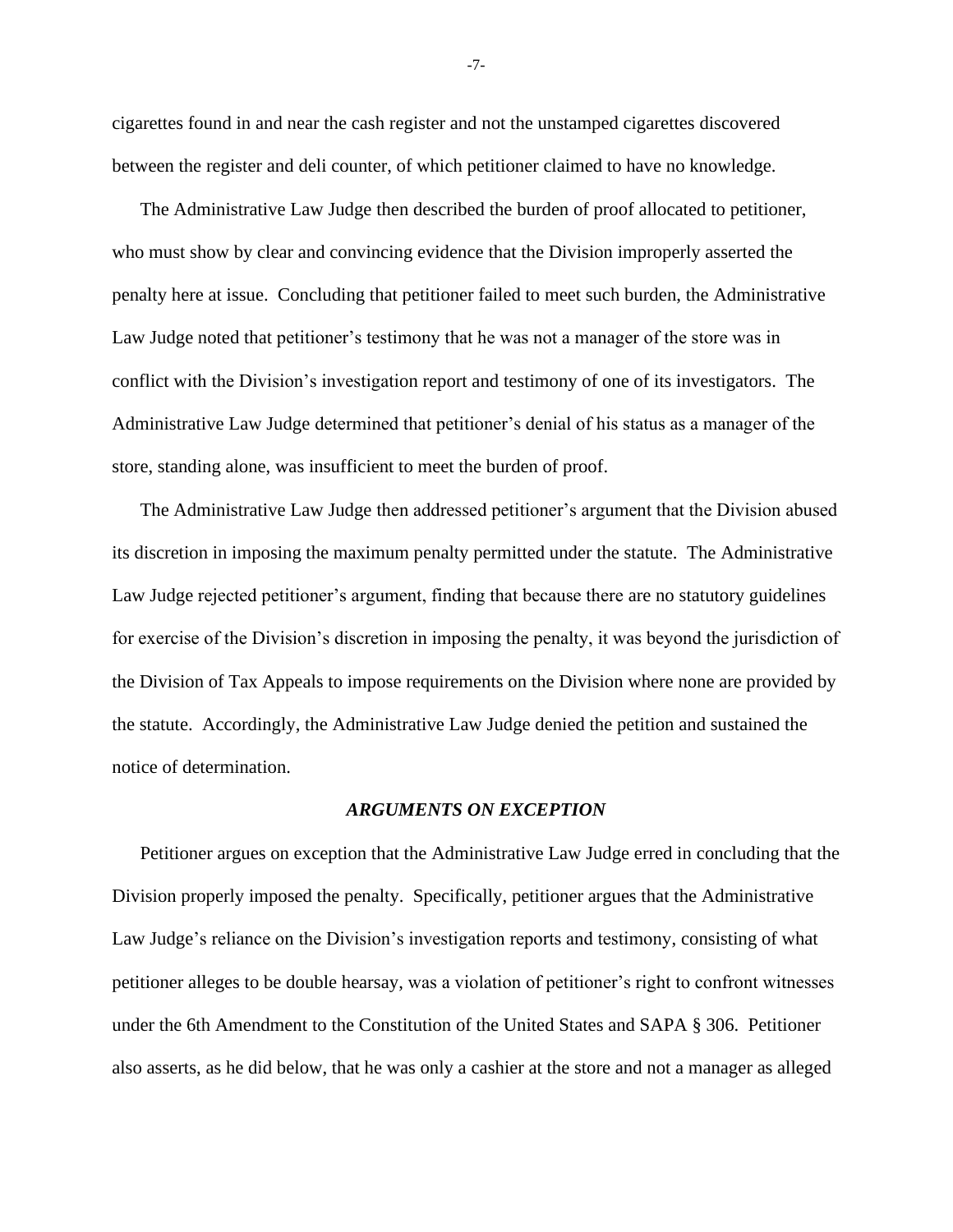cigarettes found in and near the cash register and not the unstamped cigarettes discovered between the register and deli counter, of which petitioner claimed to have no knowledge.

The Administrative Law Judge then described the burden of proof allocated to petitioner, who must show by clear and convincing evidence that the Division improperly asserted the penalty here at issue. Concluding that petitioner failed to meet such burden, the Administrative Law Judge noted that petitioner's testimony that he was not a manager of the store was in conflict with the Division's investigation report and testimony of one of its investigators. The Administrative Law Judge determined that petitioner's denial of his status as a manager of the store, standing alone, was insufficient to meet the burden of proof.

The Administrative Law Judge then addressed petitioner's argument that the Division abused its discretion in imposing the maximum penalty permitted under the statute. The Administrative Law Judge rejected petitioner's argument, finding that because there are no statutory guidelines for exercise of the Division's discretion in imposing the penalty, it was beyond the jurisdiction of the Division of Tax Appeals to impose requirements on the Division where none are provided by the statute. Accordingly, the Administrative Law Judge denied the petition and sustained the notice of determination.

### *ARGUMENTS ON EXCEPTION*

Petitioner argues on exception that the Administrative Law Judge erred in concluding that the Division properly imposed the penalty. Specifically, petitioner argues that the Administrative Law Judge's reliance on the Division's investigation reports and testimony, consisting of what petitioner alleges to be double hearsay, was a violation of petitioner's right to confront witnesses under the 6th Amendment to the Constitution of the United States and SAPA § 306. Petitioner also asserts, as he did below, that he was only a cashier at the store and not a manager as alleged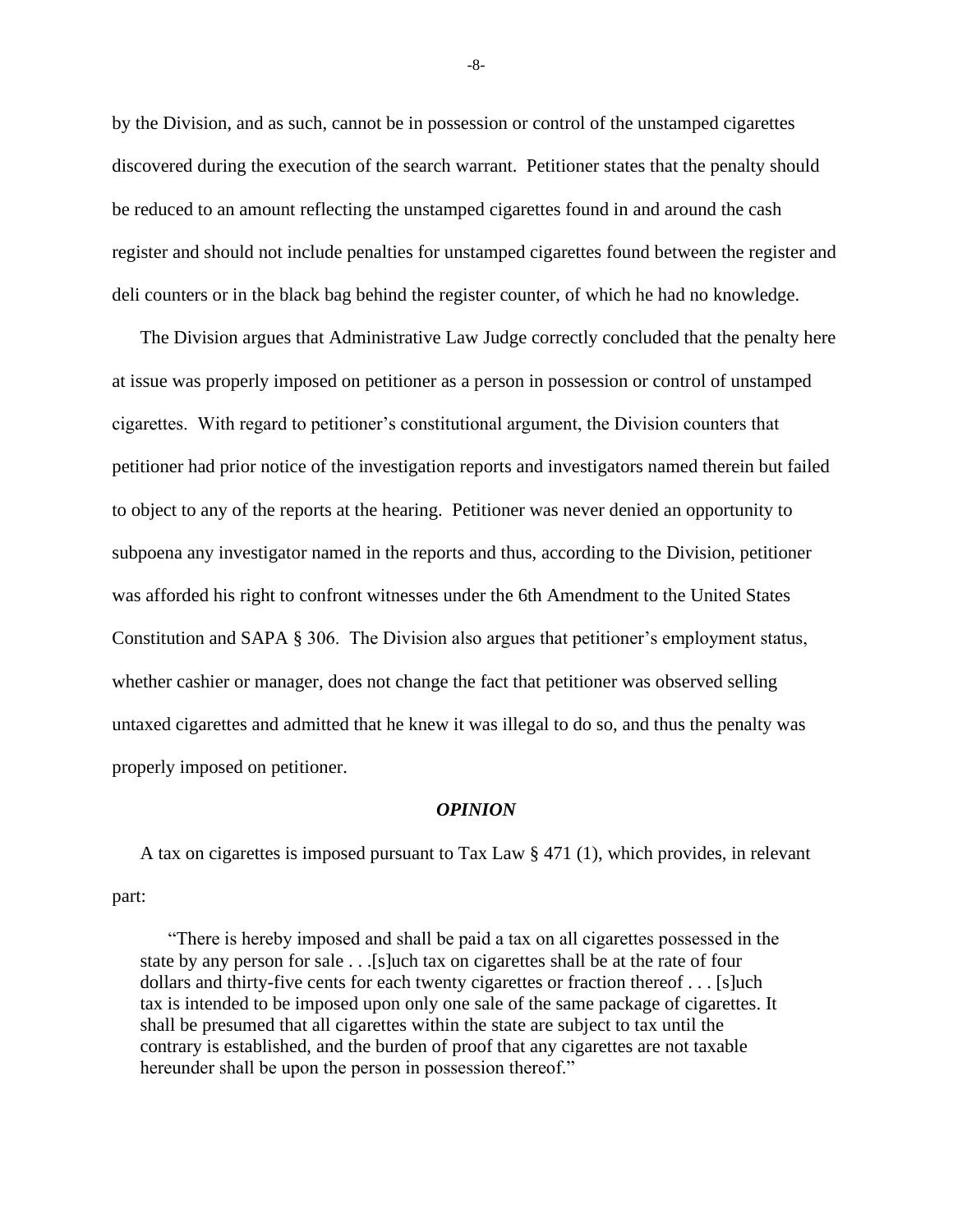by the Division, and as such, cannot be in possession or control of the unstamped cigarettes discovered during the execution of the search warrant. Petitioner states that the penalty should be reduced to an amount reflecting the unstamped cigarettes found in and around the cash register and should not include penalties for unstamped cigarettes found between the register and deli counters or in the black bag behind the register counter, of which he had no knowledge.

The Division argues that Administrative Law Judge correctly concluded that the penalty here at issue was properly imposed on petitioner as a person in possession or control of unstamped cigarettes. With regard to petitioner's constitutional argument, the Division counters that petitioner had prior notice of the investigation reports and investigators named therein but failed to object to any of the reports at the hearing. Petitioner was never denied an opportunity to subpoena any investigator named in the reports and thus, according to the Division, petitioner was afforded his right to confront witnesses under the 6th Amendment to the United States Constitution and SAPA § 306. The Division also argues that petitioner's employment status, whether cashier or manager, does not change the fact that petitioner was observed selling untaxed cigarettes and admitted that he knew it was illegal to do so, and thus the penalty was properly imposed on petitioner.

### *OPINION*

A tax on cigarettes is imposed pursuant to Tax Law § 471 (1), which provides, in relevant part:

> "There is hereby imposed and shall be paid a tax on all cigarettes possessed in the state by any person for sale . . .[s]uch tax on cigarettes shall be at the rate of four dollars and thirty-five cents for each twenty cigarettes or fraction thereof . . . [s]uch tax is intended to be imposed upon only one sale of the same package of cigarettes. It shall be presumed that all cigarettes within the state are subject to tax until the contrary is established, and the burden of proof that any cigarettes are not taxable hereunder shall be upon the person in possession thereof."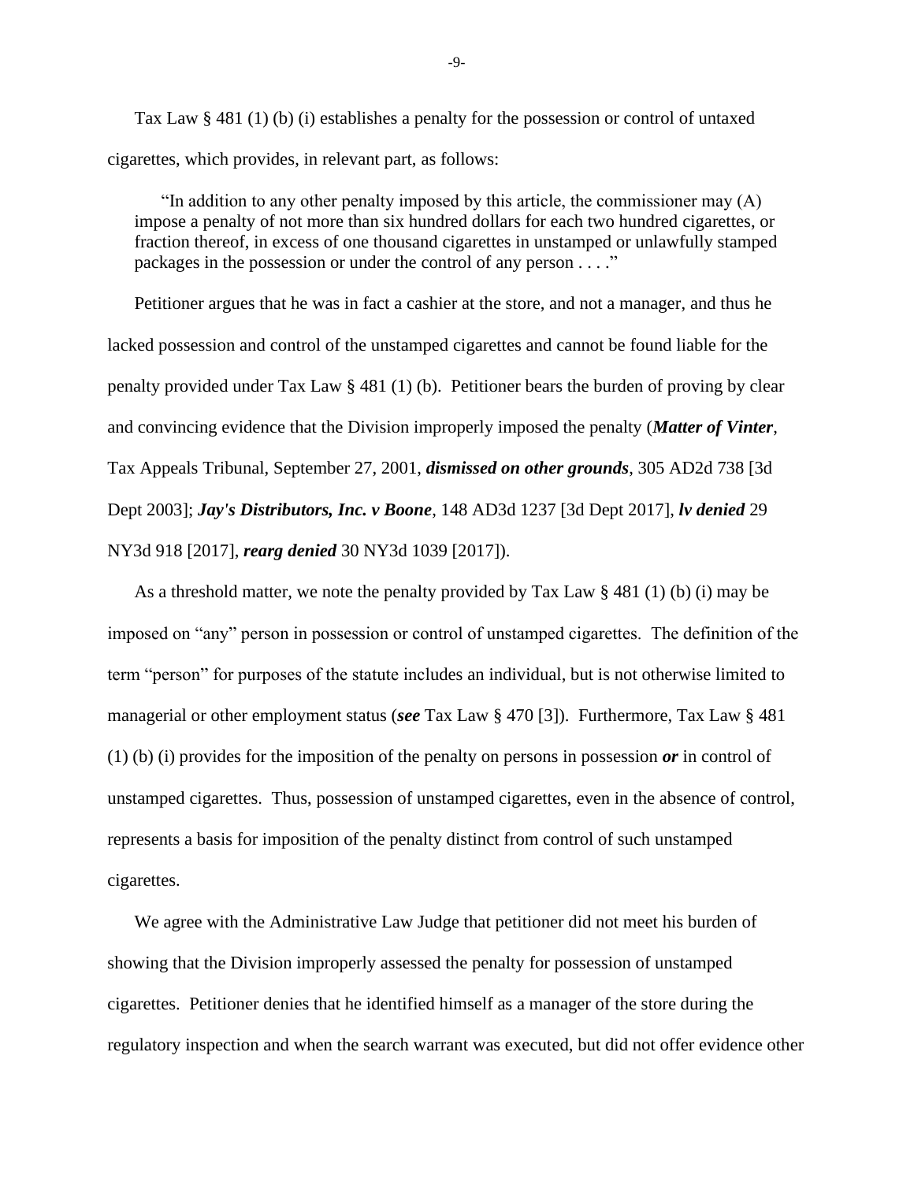Tax Law § 481 (1) (b) (i) establishes a penalty for the possession or control of untaxed cigarettes, which provides, in relevant part, as follows:

> "In addition to any other penalty imposed by this article, the commissioner may (A) impose a penalty of not more than six hundred dollars for each two hundred cigarettes, or fraction thereof, in excess of one thousand cigarettes in unstamped or unlawfully stamped packages in the possession or under the control of any person . . . ."

Petitioner argues that he was in fact a cashier at the store, and not a manager, and thus he lacked possession and control of the unstamped cigarettes and cannot be found liable for the penalty provided under Tax Law § 481 (1) (b). Petitioner bears the burden of proving by clear and convincing evidence that the Division improperly imposed the penalty (***Matter of Vinter***, Tax Appeals Tribunal, September 27, 2001, ***dismissed on other grounds***, 305 AD2d 738 [3d Dept 2003]; ***Jay's Distributors, Inc. v Boone***, 148 AD3d 1237 [3d Dept 2017], ***lv denied*** 29 NY3d 918 [2017], ***rearg denied*** 30 NY3d 1039 [2017]).

As a threshold matter, we note the penalty provided by Tax Law § 481 (1) (b) (i) may be imposed on "any" person in possession or control of unstamped cigarettes. The definition of the term "person" for purposes of the statute includes an individual, but is not otherwise limited to managerial or other employment status (***see*** Tax Law § 470 [3]). Furthermore, Tax Law § 481 (1) (b) (i) provides for the imposition of the penalty on persons in possession ***or*** in control of unstamped cigarettes. Thus, possession of unstamped cigarettes, even in the absence of control, represents a basis for imposition of the penalty distinct from control of such unstamped cigarettes.

We agree with the Administrative Law Judge that petitioner did not meet his burden of showing that the Division improperly assessed the penalty for possession of unstamped cigarettes. Petitioner denies that he identified himself as a manager of the store during the regulatory inspection and when the search warrant was executed, but did not offer evidence other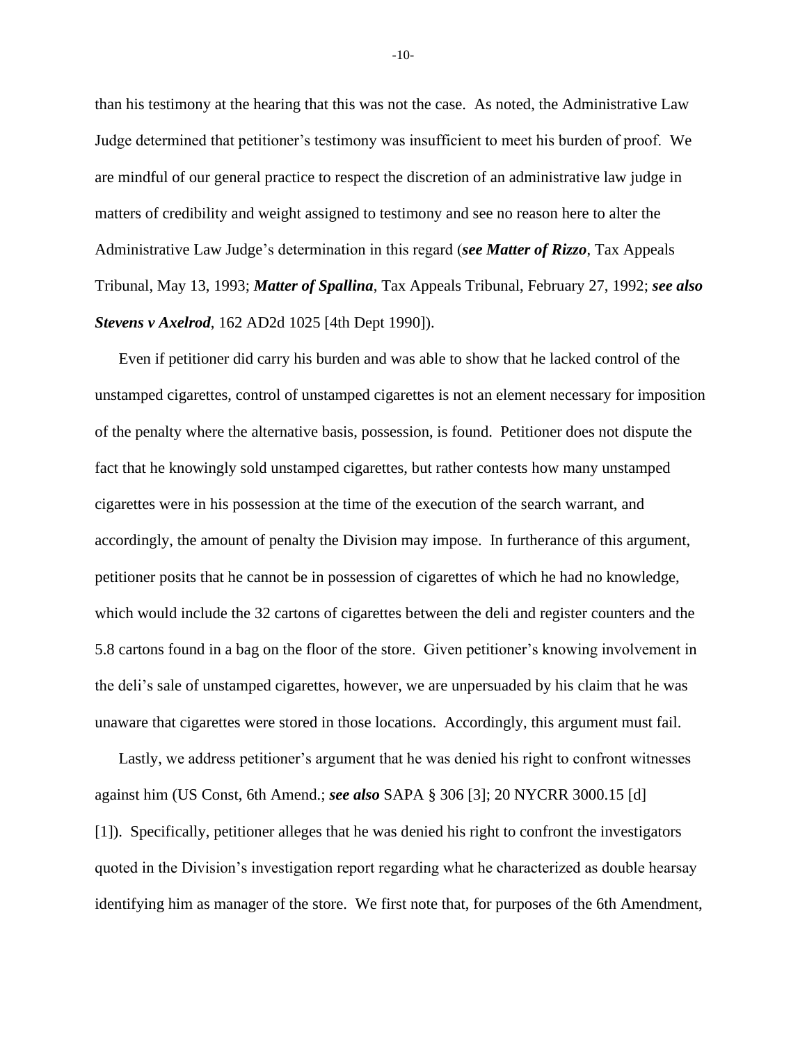than his testimony at the hearing that this was not the case. As noted, the Administrative Law Judge determined that petitioner's testimony was insufficient to meet his burden of proof. We are mindful of our general practice to respect the discretion of an administrative law judge in matters of credibility and weight assigned to testimony and see no reason here to alter the Administrative Law Judge's determination in this regard (***see Matter of Rizzo***, Tax Appeals Tribunal, May 13, 1993; ***Matter of Spallina***, Tax Appeals Tribunal, February 27, 1992; ***see also Stevens v Axelrod***, 162 AD2d 1025 [4th Dept 1990]).

Even if petitioner did carry his burden and was able to show that he lacked control of the unstamped cigarettes, control of unstamped cigarettes is not an element necessary for imposition of the penalty where the alternative basis, possession, is found. Petitioner does not dispute the fact that he knowingly sold unstamped cigarettes, but rather contests how many unstamped cigarettes were in his possession at the time of the execution of the search warrant, and accordingly, the amount of penalty the Division may impose. In furtherance of this argument, petitioner posits that he cannot be in possession of cigarettes of which he had no knowledge, which would include the 32 cartons of cigarettes between the deli and register counters and the 5.8 cartons found in a bag on the floor of the store. Given petitioner's knowing involvement in the deli's sale of unstamped cigarettes, however, we are unpersuaded by his claim that he was unaware that cigarettes were stored in those locations. Accordingly, this argument must fail.

Lastly, we address petitioner's argument that he was denied his right to confront witnesses against him (US Const, 6th Amend.; ***see also*** SAPA § 306 [3]; 20 NYCRR 3000.15 [d] [1]). Specifically, petitioner alleges that he was denied his right to confront the investigators quoted in the Division's investigation report regarding what he characterized as double hearsay identifying him as manager of the store. We first note that, for purposes of the 6th Amendment,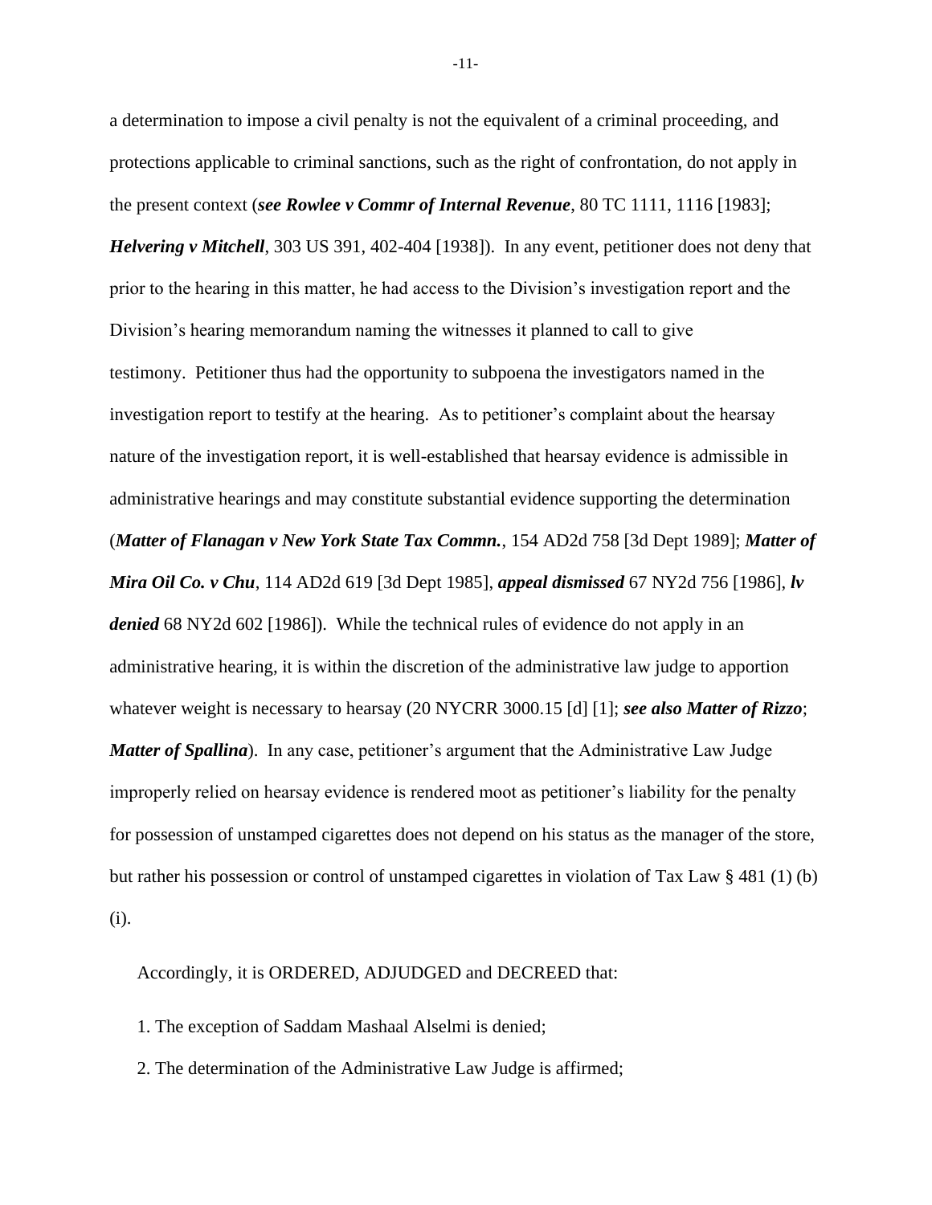a determination to impose a civil penalty is not the equivalent of a criminal proceeding, and protections applicable to criminal sanctions, such as the right of confrontation, do not apply in the present context (***see Rowlee v Commr of Internal Revenue***, 80 TC 1111, 1116 [1983]; ***Helvering v Mitchell***, 303 US 391, 402-404 [1938]). In any event, petitioner does not deny that prior to the hearing in this matter, he had access to the Division's investigation report and the Division's hearing memorandum naming the witnesses it planned to call to give testimony. Petitioner thus had the opportunity to subpoena the investigators named in the investigation report to testify at the hearing. As to petitioner's complaint about the hearsay nature of the investigation report, it is well-established that hearsay evidence is admissible in administrative hearings and may constitute substantial evidence supporting the determination (***Matter of Flanagan v New York State Tax Commn.***, 154 AD2d 758 [3d Dept 1989]; ***Matter of Mira Oil Co. v Chu***, 114 AD2d 619 [3d Dept 1985], ***appeal dismissed*** 67 NY2d 756 [1986], ***lv denied*** 68 NY2d 602 [1986]). While the technical rules of evidence do not apply in an administrative hearing, it is within the discretion of the administrative law judge to apportion whatever weight is necessary to hearsay (20 NYCRR 3000.15 [d] [1]; ***see also Matter of Rizzo***; ***Matter of Spallina***). In any case, petitioner's argument that the Administrative Law Judge improperly relied on hearsay evidence is rendered moot as petitioner's liability for the penalty for possession of unstamped cigarettes does not depend on his status as the manager of the store, but rather his possession or control of unstamped cigarettes in violation of Tax Law § 481 (1) (b) (i).

Accordingly, it is ORDERED, ADJUDGED and DECREED that:

1. The exception of Saddam Mashaal Alselmi is denied;

2. The determination of the Administrative Law Judge is affirmed;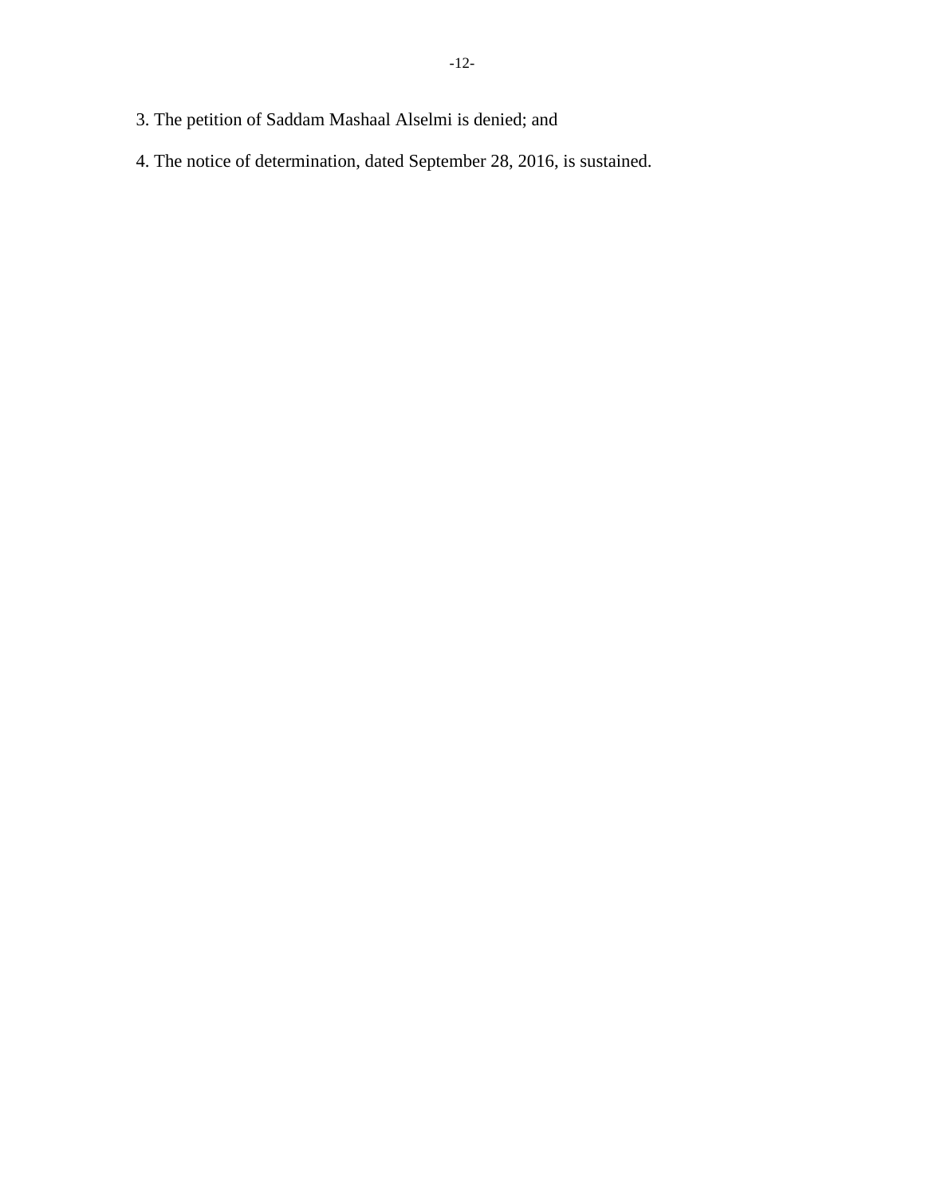3. The petition of Saddam Mashaal Alselmi is denied; and

4. The notice of determination, dated September 28, 2016, is sustained.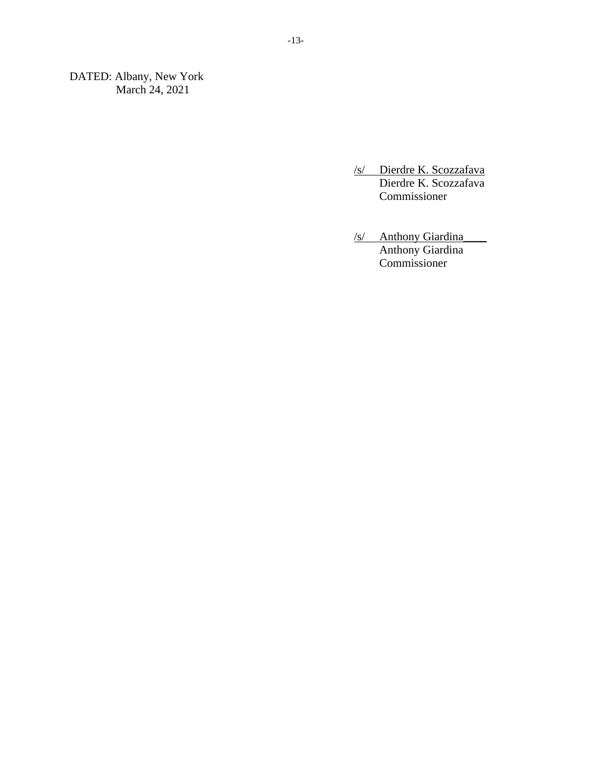DATED: Albany, New York
March 24, 2021

/s/ Dierdre K. Scozzafava
Dierdre K. Scozzafava
Commissioner

/s/ Anthony Giardina
Anthony Giardina
Commissioner